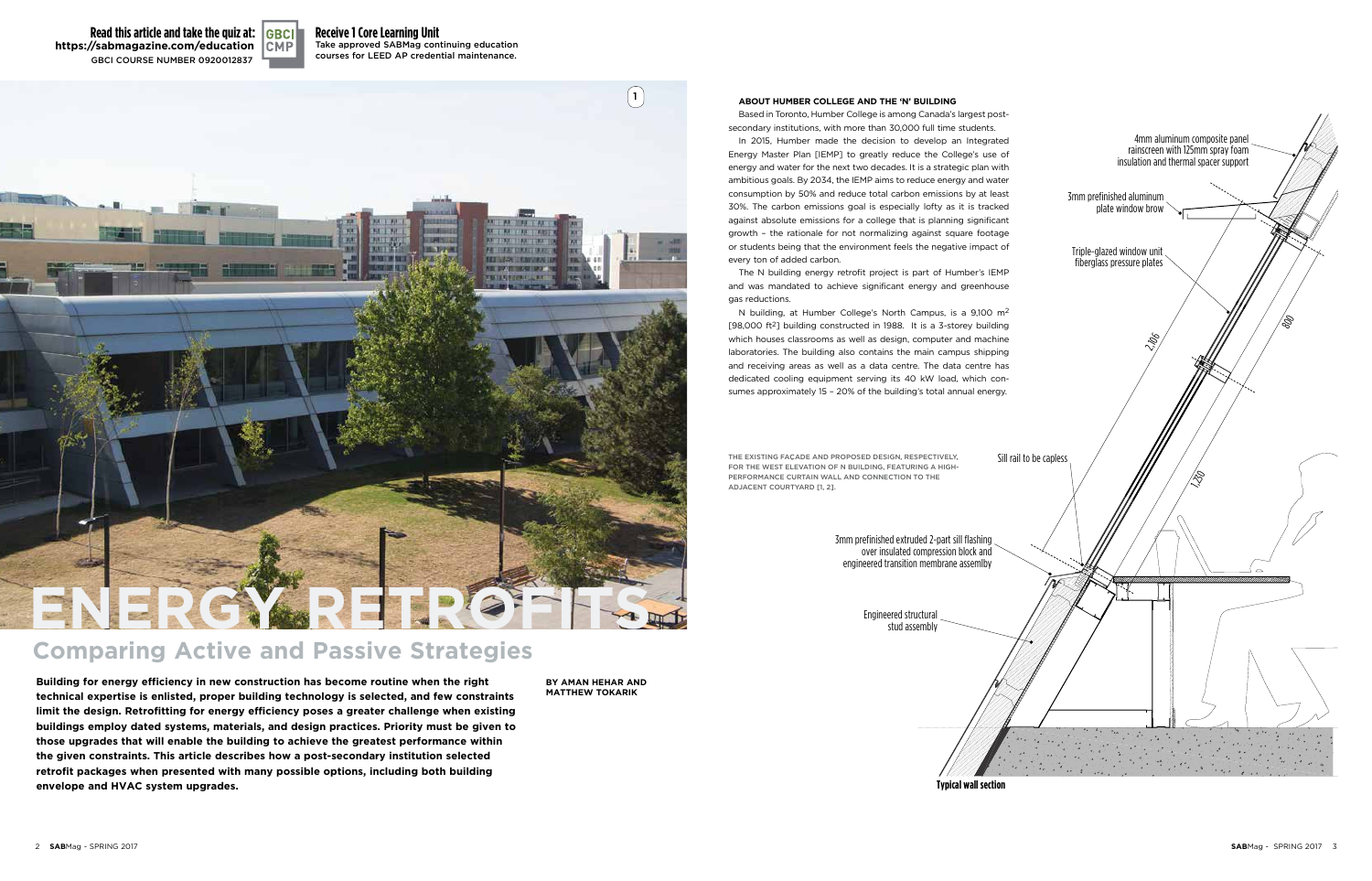Read this article and take the quiz at: https://sabmagazine.com/education
GBCI COURSE NUMBER 0920012837

**Receive 1 Core Learning Unit**
Take approved SABMag continuing education courses for LEED AP credential maintenance.

# ENERGY RETROFITS

## Comparing Active and Passive Strategies

**Building for energy efficiency in new construction has become routine when the right technical expertise is enlisted, proper building technology is selected, and few constraints limit the design. Retrofitting for energy efficiency poses a greater challenge when existing buildings employ dated systems, materials, and design practices. Priority must be given to those upgrades that will enable the building to achieve the greatest performance within the given constraints. This article describes how a post-secondary institution selected retrofit packages when presented with many possible options, including both building envelope and HVAC system upgrades.**

**BY AMAN HEHAR AND MATTHEW TOKARIK**

### ABOUT HUMBER COLLEGE AND THE 'N' BUILDING

Based in Toronto, Humber College is among Canada's largest post-secondary institutions, with more than 30,000 full time students.

In 2015, Humber made the decision to develop an Integrated Energy Master Plan [IEMP] to greatly reduce the College's use of energy and water for the next two decades. It is a strategic plan with ambitious goals. By 2034, the IEMP aims to reduce energy and water consumption by 50% and reduce total carbon emissions by at least 30%. The carbon emissions goal is especially lofty as it is tracked against absolute emissions for a college that is planning significant growth – the rationale for not normalizing against square footage or students being that the environment feels the negative impact of every ton of added carbon.

The N building energy retrofit project is part of Humber's IEMP and was mandated to achieve significant energy and greenhouse gas reductions.

N building, at Humber College's North Campus, is a 9,100 $m^2$ [98,000 $ft^2$] building constructed in 1988. It is a 3-storey building which houses classrooms as well as design, computer and machine laboratories. The building also contains the main campus shipping and receiving areas as well as a data centre. The data centre has dedicated cooling equipment serving its 40 kW load, which consumes approximately 15 – 20% of the building's total annual energy.

THE EXISTING FAÇADE AND PROPOSED DESIGN, RESPECTIVELY, FOR THE WEST ELEVATION OF N BUILDING, FEATURING A HIGH-PERFORMANCE CURTAIN WALL AND CONNECTION TO THE ADJACENT COURTYARD [1, 2].

4mm aluminum composite panel rainscreen with 125mm spray foam insulation and thermal spacer support

3mm prefinished aluminum plate window brow

Triple-glazed window unit fiberglass pressure plates

2,106

800

1,210

Sill rail to be capless

3mm prefinished extruded 2-part sill flashing over insulated compression block and engineered transition membrane assemlby

Engineered structural stud assembly

**Typical wall section**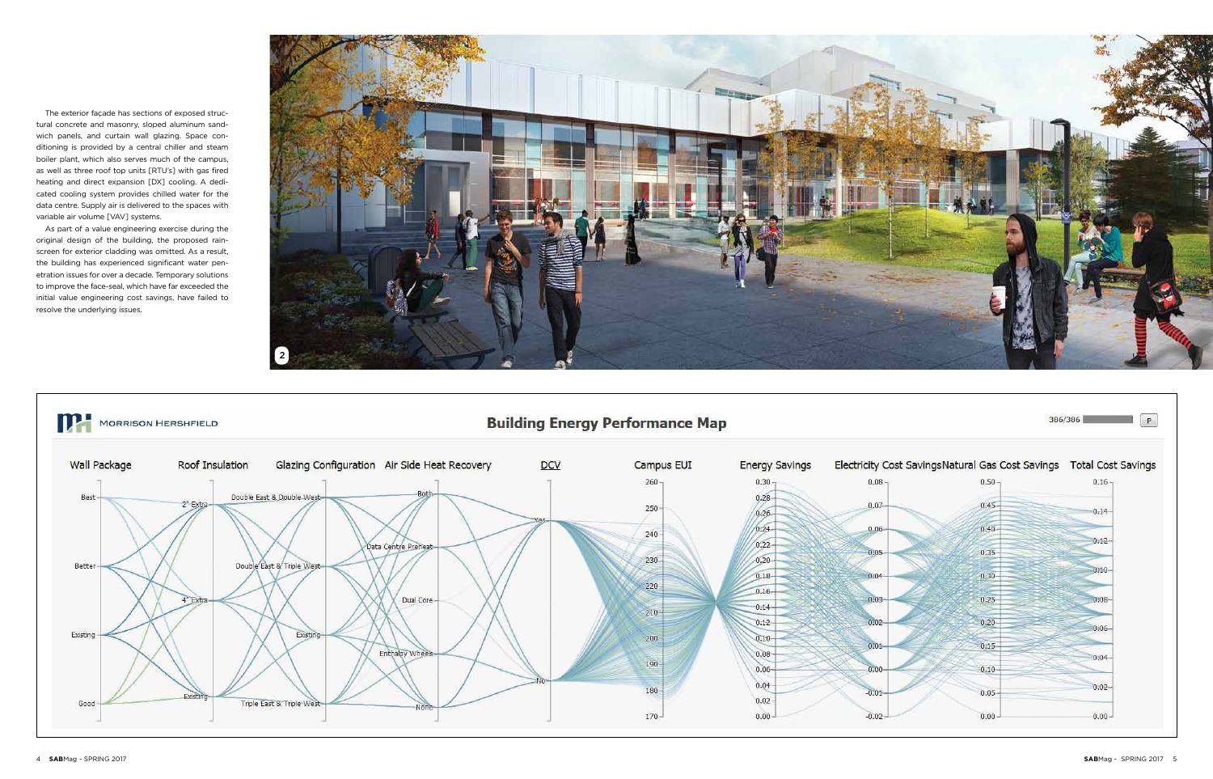The exterior façade has sections of exposed structural concrete and masonry, sloped aluminum sandwich panels, and curtain wall glazing. Space conditioning is provided by a central chiller and steam boiler plant, which also serves much of the campus, as well as three roof top units [RTU's] with gas fired heating and direct expansion [DX] cooling. A dedicated cooling system provides chilled water for the data centre. Supply air is delivered to the spaces with variable air volume [VAV] systems.

As part of a value engineering exercise during the original design of the building, the proposed rainscreen for exterior cladding was omitted. As a result, the building has experienced significant water penetration issues for over a decade. Temporary solutions to improve the face-seal, which have far exceeded the initial value engineering cost savings, have failed to resolve the underlying issues.

2

MORRISON HERSHFIELD

## Building Energy Performance Map

386/386

| Wall Package | Roof Insulation | Glazing Configuration | Air Side Heat Recovery | DCV | Campus EUI | Energy Savings | Electricity Cost Savings | Natural Gas Cost Savings | Total Cost Savings |
|---|---|---|---|---|---|---|---|---|---|
| Best | 2" Extra | Double East & Double West | Both | Yes | 170–260 | 0.00–0.30 | -0.02–0.08 | 0.00–0.50 | 0.00–0.16 |
| Better | 4" Extra | Double East & Triple West | Data Centre Preheat | No | | | | | |
| Existing | Existing | Existing | Dual Core | | | | | | |
| Good | | Triple East & Triple West | Enthalpy Wheels | | | | | | |
| | | | None | | | | | | |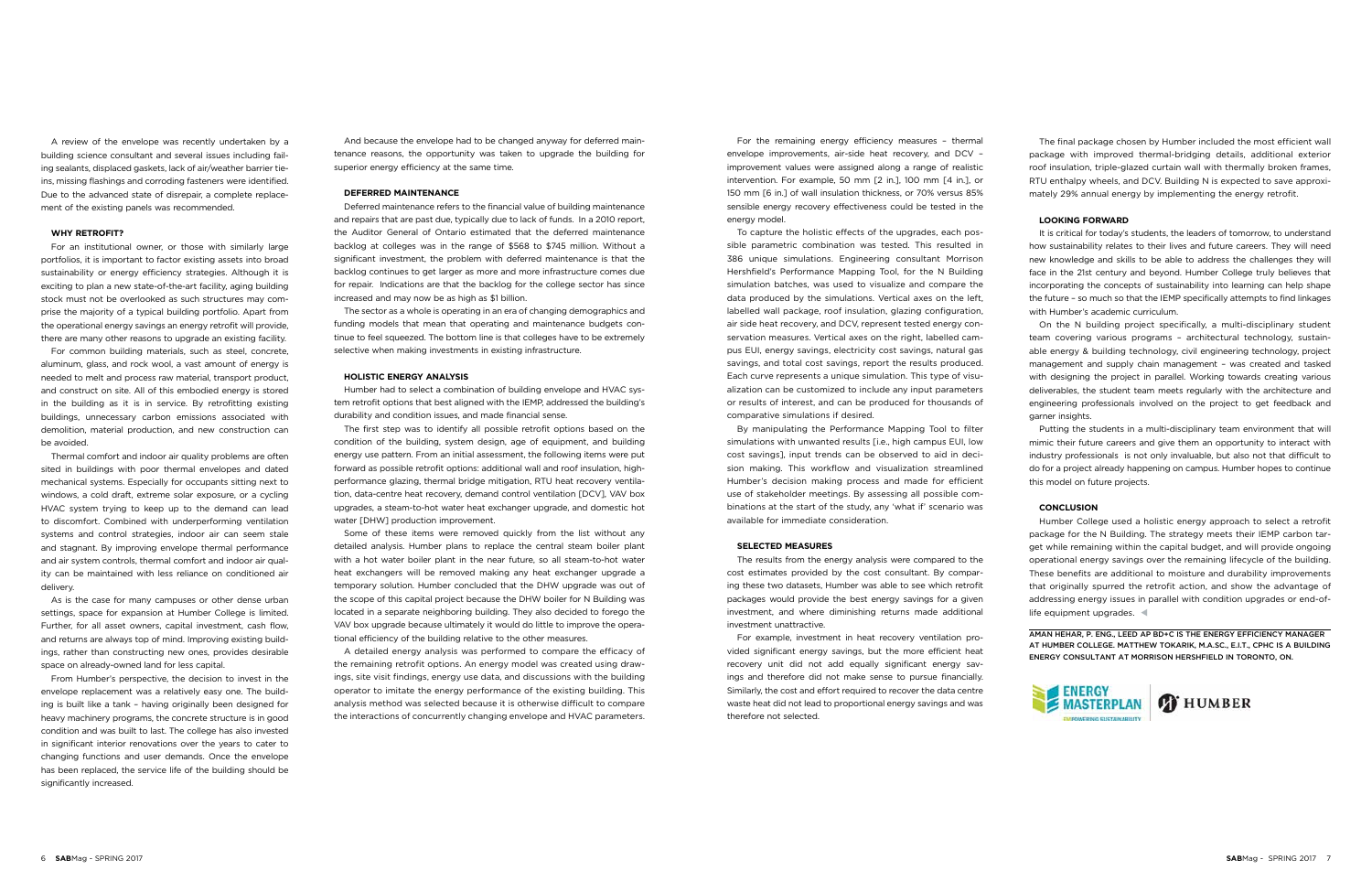A review of the envelope was recently undertaken by a building science consultant and several issues including failing sealants, displaced gaskets, lack of air/weather barrier tie-ins, missing flashings and corroding fasteners were identified. Due to the advanced state of disrepair, a complete replacement of the existing panels was recommended.

**WHY RETROFIT?**

For an institutional owner, or those with similarly large portfolios, it is important to factor existing assets into broad sustainability or energy efficiency strategies. Although it is exciting to plan a new state-of-the-art facility, aging building stock must not be overlooked as such structures may comprise the majority of a typical building portfolio. Apart from the operational energy savings an energy retrofit will provide, there are many other reasons to upgrade an existing facility.

For common building materials, such as steel, concrete, aluminum, glass, and rock wool, a vast amount of energy is needed to melt and process raw material, transport product, and construct on site. All of this embodied energy is stored in the building as it is in service. By retrofitting existing buildings, unnecessary carbon emissions associated with demolition, material production, and new construction can be avoided.

Thermal comfort and indoor air quality problems are often sited in buildings with poor thermal envelopes and dated mechanical systems. Especially for occupants sitting next to windows, a cold draft, extreme solar exposure, or a cycling HVAC system trying to keep up to the demand can lead to discomfort. Combined with underperforming ventilation systems and control strategies, indoor air can seem stale and stagnant. By improving envelope thermal performance and air system controls, thermal comfort and indoor air quality can be maintained with less reliance on conditioned air delivery.

As is the case for many campuses or other dense urban settings, space for expansion at Humber College is limited. Further, for all asset owners, capital investment, cash flow, and returns are always top of mind. Improving existing buildings, rather than constructing new ones, provides desirable space on already-owned land for less capital.

From Humber's perspective, the decision to invest in the envelope replacement was a relatively easy one. The building is built like a tank – having originally been designed for heavy machinery programs, the concrete structure is in good condition and was built to last. The college has also invested in significant interior renovations over the years to cater to changing functions and user demands. Once the envelope has been replaced, the service life of the building should be significantly increased.

And because the envelope had to be changed anyway for deferred maintenance reasons, the opportunity was taken to upgrade the building for superior energy efficiency at the same time.

**DEFERRED MAINTENANCE**

Deferred maintenance refers to the financial value of building maintenance and repairs that are past due, typically due to lack of funds. In a 2010 report, the Auditor General of Ontario estimated that the deferred maintenance backlog at colleges was in the range of $568 to $745 million. Without a significant investment, the problem with deferred maintenance is that the backlog continues to get larger as more and more infrastructure comes due for repair. Indications are that the backlog for the college sector has since increased and may now be as high as $1 billion.

The sector as a whole is operating in an era of changing demographics and funding models that mean that operating and maintenance budgets continue to feel squeezed. The bottom line is that colleges have to be extremely selective when making investments in existing infrastructure.

**HOLISTIC ENERGY ANALYSIS**

Humber had to select a combination of building envelope and HVAC system retrofit options that best aligned with the IEMP, addressed the building's durability and condition issues, and made financial sense.

The first step was to identify all possible retrofit options based on the condition of the building, system design, age of equipment, and building energy use pattern. From an initial assessment, the following items were put forward as possible retrofit options: additional wall and roof insulation, high-performance glazing, thermal bridge mitigation, RTU heat recovery ventilation, data-centre heat recovery, demand control ventilation [DCV], VAV box upgrades, a steam-to-hot water heat exchanger upgrade, and domestic hot water [DHW] production improvement.

Some of these items were removed quickly from the list without any detailed analysis. Humber plans to replace the central steam boiler plant with a hot water boiler plant in the near future, so all steam-to-hot water heat exchangers will be removed making any heat exchanger upgrade a temporary solution. Humber concluded that the DHW upgrade was out of the scope of this capital project because the DHW boiler for N Building was located in a separate neighboring building. They also decided to forego the VAV box upgrade because ultimately it would do little to improve the operational efficiency of the building relative to the other measures.

A detailed energy analysis was performed to compare the efficacy of the remaining retrofit options. An energy model was created using drawings, site visit findings, energy use data, and discussions with the building operator to imitate the energy performance of the existing building. This analysis method was selected because it is otherwise difficult to compare the interactions of concurrently changing envelope and HVAC parameters.

For the remaining energy efficiency measures – thermal envelope improvements, air-side heat recovery, and DCV – improvement values were assigned along a range of realistic intervention. For example, 50 mm [2 in.], 100 mm [4 in.], or 150 mm [6 in.] of wall insulation thickness, or 70% versus 85% sensible energy recovery effectiveness could be tested in the energy model.

To capture the holistic effects of the upgrades, each possible parametric combination was tested. This resulted in 386 unique simulations. Engineering consultant Morrison Hershfield's Performance Mapping Tool, for the N Building simulation batches, was used to visualize and compare the data produced by the simulations. Vertical axes on the left, labelled wall package, roof insulation, glazing configuration, air side heat recovery, and DCV, represent tested energy conservation measures. Vertical axes on the right, labelled campus EUI, energy savings, electricity cost savings, natural gas savings, and total cost savings, report the results produced. Each curve represents a unique simulation. This type of visualization can be customized to include any input parameters or results of interest, and can be produced for thousands of comparative simulations if desired.

By manipulating the Performance Mapping Tool to filter simulations with unwanted results [i.e., high campus EUI, low cost savings], input trends can be observed to aid in decision making. This workflow and visualization streamlined Humber's decision making process and made for efficient use of stakeholder meetings. By assessing all possible combinations at the start of the study, any 'what if' scenario was available for immediate consideration.

**SELECTED MEASURES**

The results from the energy analysis were compared to the cost estimates provided by the cost consultant. By comparing these two datasets, Humber was able to see which retrofit packages would provide the best energy savings for a given investment, and where diminishing returns made additional investment unattractive.

For example, investment in heat recovery ventilation provided significant energy savings, but the more efficient heat recovery unit did not add equally significant energy savings and therefore did not make sense to pursue financially. Similarly, the cost and effort required to recover the data centre waste heat did not lead to proportional energy savings and was therefore not selected.

The final package chosen by Humber included the most efficient wall package with improved thermal-bridging details, additional exterior roof insulation, triple-glazed curtain wall with thermally broken frames, RTU enthalpy wheels, and DCV. Building N is expected to save approximately 29% annual energy by implementing the energy retrofit.

**LOOKING FORWARD**

It is critical for today's students, the leaders of tomorrow, to understand how sustainability relates to their lives and future careers. They will need new knowledge and skills to be able to address the challenges they will face in the 21st century and beyond. Humber College truly believes that incorporating the concepts of sustainability into learning can help shape the future – so much so that the IEMP specifically attempts to find linkages with Humber's academic curriculum.

On the N building project specifically, a multi-disciplinary student team covering various programs – architectural technology, sustainable energy & building technology, civil engineering technology, project management and supply chain management – was created and tasked with designing the project in parallel. Working towards creating various deliverables, the student team meets regularly with the architecture and engineering professionals involved on the project to get feedback and garner insights.

Putting the students in a multi-disciplinary team environment that will mimic their future careers and give them an opportunity to interact with industry professionals is not only invaluable, but also not that difficult to do for a project already happening on campus. Humber hopes to continue this model on future projects.

**CONCLUSION**

Humber College used a holistic energy approach to select a retrofit package for the N Building. The strategy meets their IEMP carbon target while remaining within the capital budget, and will provide ongoing operational energy savings over the remaining lifecycle of the building. These benefits are additional to moisture and durability improvements that originally spurred the retrofit action, and show the advantage of addressing energy issues in parallel with condition upgrades or end-of-life equipment upgrades. ◄

AMAN HEHAR, P. ENG., LEED AP BD+C IS THE ENERGY EFFICIENCY MANAGER AT HUMBER COLLEGE. MATTHEW TOKARIK, M.A.SC., E.I.T., CPHC IS A BUILDING ENERGY CONSULTANT AT MORRISON HERSHFIELD IN TORONTO, ON.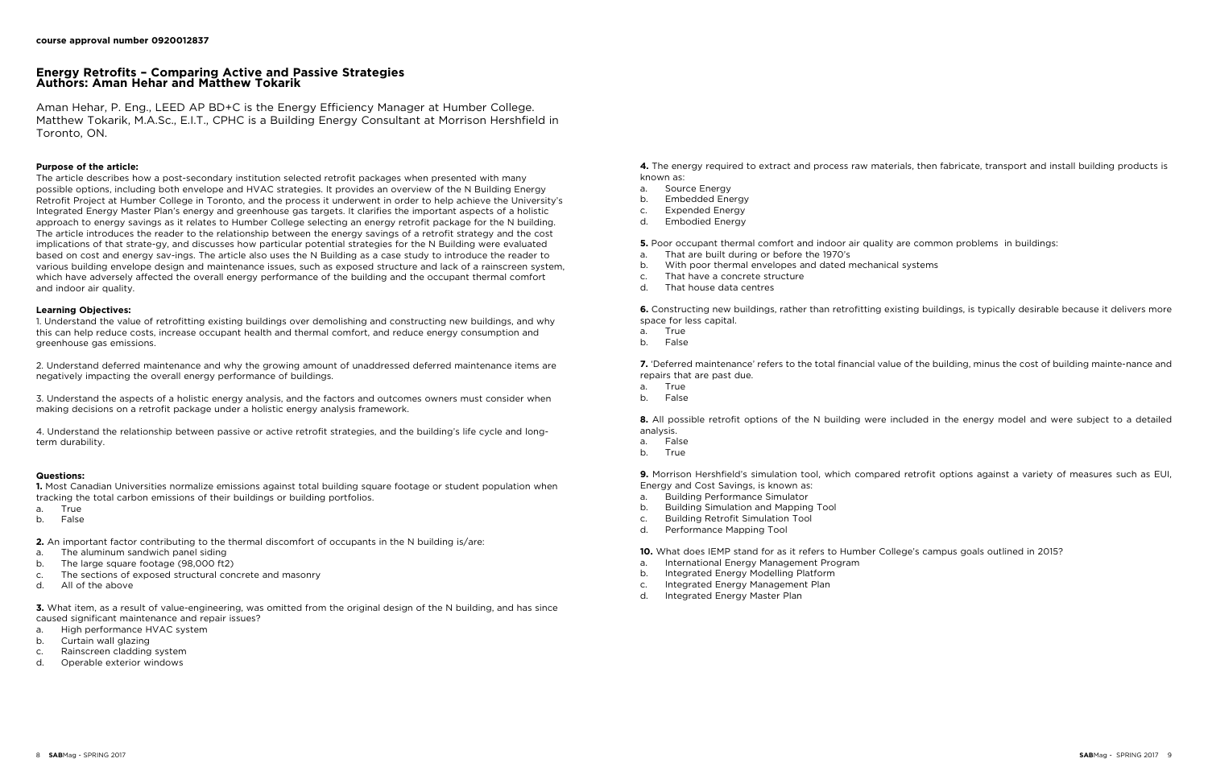**course approval number 0920012837**

## Energy Retrofits – Comparing Active and Passive Strategies
## Authors: Aman Hehar and Matthew Tokarik

Aman Hehar, P. Eng., LEED AP BD+C is the Energy Efficiency Manager at Humber College. Matthew Tokarik, M.A.Sc., E.I.T., CPHC is a Building Energy Consultant at Morrison Hershfield in Toronto, ON.

**Purpose of the article:**

The article describes how a post-secondary institution selected retrofit packages when presented with many possible options, including both envelope and HVAC strategies. It provides an overview of the N Building Energy Retrofit Project at Humber College in Toronto, and the process it underwent in order to help achieve the University's Integrated Energy Master Plan's energy and greenhouse gas targets. It clarifies the important aspects of a holistic approach to energy savings as it relates to Humber College selecting an energy retrofit package for the N building. The article introduces the reader to the relationship between the energy savings of a retrofit strategy and the cost implications of that strate-gy, and discusses how particular potential strategies for the N Building were evaluated based on cost and energy sav-ings. The article also uses the N Building as a case study to introduce the reader to various building envelope design and maintenance issues, such as exposed structure and lack of a rainscreen system, which have adversely affected the overall energy performance of the building and the occupant thermal comfort and indoor air quality.

**Learning Objectives:**

1. Understand the value of retrofitting existing buildings over demolishing and constructing new buildings, and why this can help reduce costs, increase occupant health and thermal comfort, and reduce energy consumption and greenhouse gas emissions.

2. Understand deferred maintenance and why the growing amount of unaddressed deferred maintenance items are negatively impacting the overall energy performance of buildings.

3. Understand the aspects of a holistic energy analysis, and the factors and outcomes owners must consider when making decisions on a retrofit package under a holistic energy analysis framework.

4. Understand the relationship between passive or active retrofit strategies, and the building's life cycle and long-term durability.

**Questions:**

**1.** Most Canadian Universities normalize emissions against total building square footage or student population when tracking the total carbon emissions of their buildings or building portfolios.

a. True
b. False

**2.** An important factor contributing to the thermal discomfort of occupants in the N building is/are:

a. The aluminum sandwich panel siding
b. The large square footage (98,000 ft2)
c. The sections of exposed structural concrete and masonry
d. All of the above

**3.** What item, as a result of value-engineering, was omitted from the original design of the N building, and has since caused significant maintenance and repair issues?

a. High performance HVAC system
b. Curtain wall glazing
c. Rainscreen cladding system
d. Operable exterior windows

**4.** The energy required to extract and process raw materials, then fabricate, transport and install building products is known as:

a. Source Energy
b. Embedded Energy
c. Expended Energy
d. Embodied Energy

**5.** Poor occupant thermal comfort and indoor air quality are common problems in buildings:

a. That are built during or before the 1970's
b. With poor thermal envelopes and dated mechanical systems
c. That have a concrete structure
d. That house data centres

**6.** Constructing new buildings, rather than retrofitting existing buildings, is typically desirable because it delivers more space for less capital.

a. True
b. False

**7.** 'Deferred maintenance' refers to the total financial value of the building, minus the cost of building mainte-nance and repairs that are past due.

a. True
b. False

**8.** All possible retrofit options of the N building were included in the energy model and were subject to a detailed analysis.

a. False
b. True

**9.** Morrison Hershfield's simulation tool, which compared retrofit options against a variety of measures such as EUI, Energy and Cost Savings, is known as:

a. Building Performance Simulator
b. Building Simulation and Mapping Tool
c. Building Retrofit Simulation Tool
d. Performance Mapping Tool

**10.** What does IEMP stand for as it refers to Humber College's campus goals outlined in 2015?

a. International Energy Management Program
b. Integrated Energy Modelling Platform
c. Integrated Energy Management Plan
d. Integrated Energy Master Plan